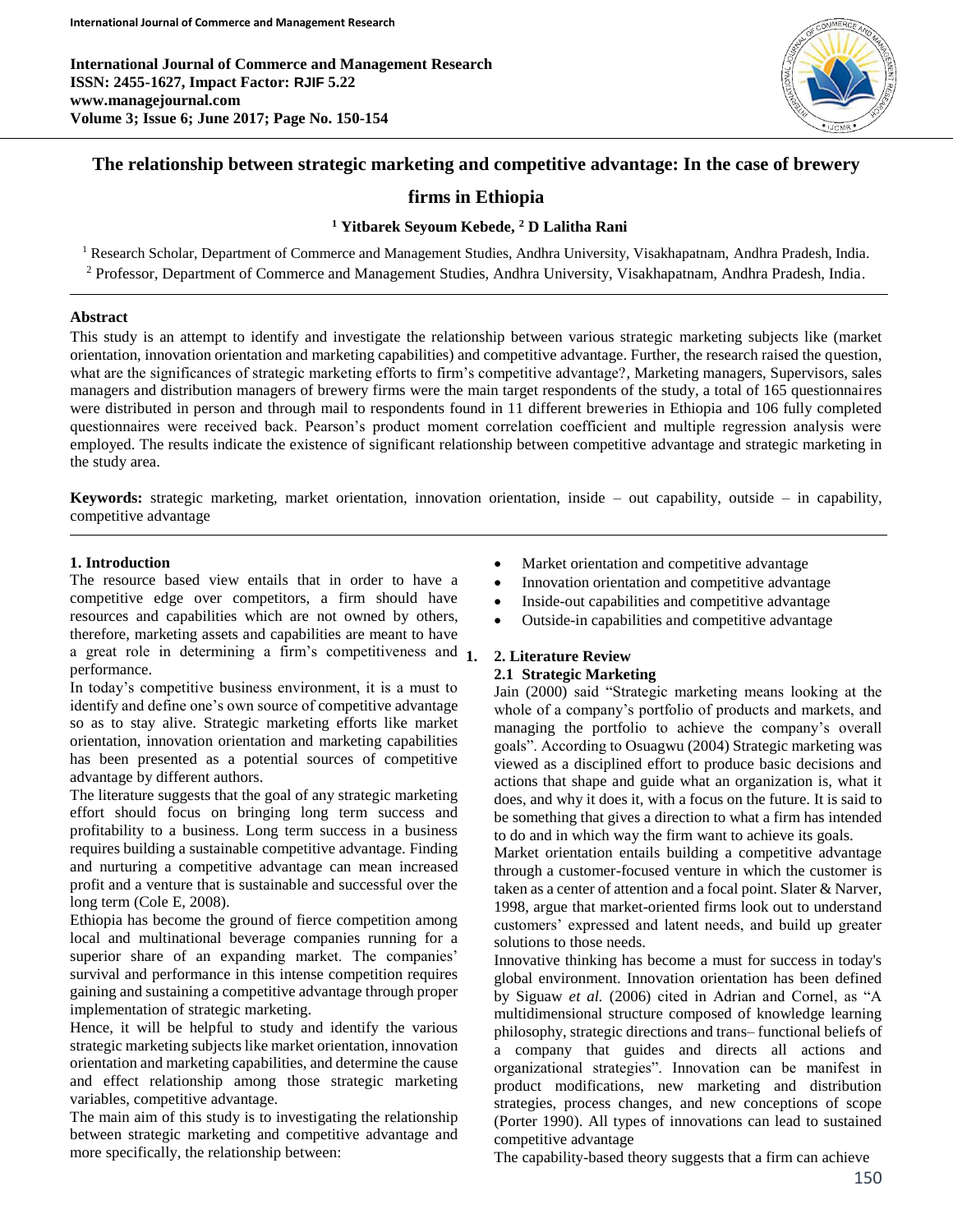# The relationship between strategic marketing and competitive advantage: In the case of brewery firms in Ethiopia

**[1] Yitbarek Seyoum Kebede, [2] D Lalitha Rani**

[1] Research Scholar, Department of Commerce and Management Studies, Andhra University, Visakhapatnam, Andhra Pradesh, India.
[2] Professor, Department of Commerce and Management Studies, Andhra University, Visakhapatnam, Andhra Pradesh, India.

## Abstract

This study is an attempt to identify and investigate the relationship between various strategic marketing subjects like (market orientation, innovation orientation and marketing capabilities) and competitive advantage. Further, the research raised the question, what are the significances of strategic marketing efforts to firm's competitive advantage?, Marketing managers, Supervisors, sales managers and distribution managers of brewery firms were the main target respondents of the study, a total of 165 questionnaires were distributed in person and through mail to respondents found in 11 different breweries in Ethiopia and 106 fully completed questionnaires were received back. Pearson's product moment correlation coefficient and multiple regression analysis were employed. The results indicate the existence of significant relationship between competitive advantage and strategic marketing in the study area.

**Keywords:** strategic marketing, market orientation, innovation orientation, inside – out capability, outside – in capability, competitive advantage

## 1. Introduction

The resource based view entails that in order to have a competitive edge over competitors, a firm should have resources and capabilities which are not owned by others, therefore, marketing assets and capabilities are meant to have a great role in determining a firm's competitiveness and performance.

In today's competitive business environment, it is a must to identify and define one's own source of competitive advantage so as to stay alive. Strategic marketing efforts like market orientation, innovation orientation and marketing capabilities has been presented as a potential sources of competitive advantage by different authors.

The literature suggests that the goal of any strategic marketing effort should focus on bringing long term success and profitability to a business. Long term success in a business requires building a sustainable competitive advantage. Finding and nurturing a competitive advantage can mean increased profit and a venture that is sustainable and successful over the long term (Cole E, 2008).

Ethiopia has become the ground of fierce competition among local and multinational beverage companies running for a superior share of an expanding market. The companies' survival and performance in this intense competition requires gaining and sustaining a competitive advantage through proper implementation of strategic marketing.

Hence, it will be helpful to study and identify the various strategic marketing subjects like market orientation, innovation orientation and marketing capabilities, and determine the cause and effect relationship among those strategic marketing variables, competitive advantage.

The main aim of this study is to investigating the relationship between strategic marketing and competitive advantage and more specifically, the relationship between:

- Market orientation and competitive advantage
- Innovation orientation and competitive advantage
- Inside-out capabilities and competitive advantage
- Outside-in capabilities and competitive advantage

## 2. Literature Review

### 2.1 Strategic Marketing

Jain (2000) said "Strategic marketing means looking at the whole of a company's portfolio of products and markets, and managing the portfolio to achieve the company's overall goals". According to Osuagwu (2004) Strategic marketing was viewed as a disciplined effort to produce basic decisions and actions that shape and guide what an organization is, what it does, and why it does it, with a focus on the future. It is said to be something that gives a direction to what a firm has intended to do and in which way the firm want to achieve its goals.

Market orientation entails building a competitive advantage through a customer-focused venture in which the customer is taken as a center of attention and a focal point. Slater & Narver, 1998, argue that market-oriented firms look out to understand customers' expressed and latent needs, and build up greater solutions to those needs.

Innovative thinking has become a must for success in today's global environment. Innovation orientation has been defined by Siguaw *et al.* (2006) cited in Adrian and Cornel, as "A multidimensional structure composed of knowledge learning philosophy, strategic directions and trans– functional beliefs of a company that guides and directs all actions and organizational strategies". Innovation can be manifest in product modifications, new marketing and distribution strategies, process changes, and new conceptions of scope (Porter 1990). All types of innovations can lead to sustained competitive advantage

The capability-based theory suggests that a firm can achieve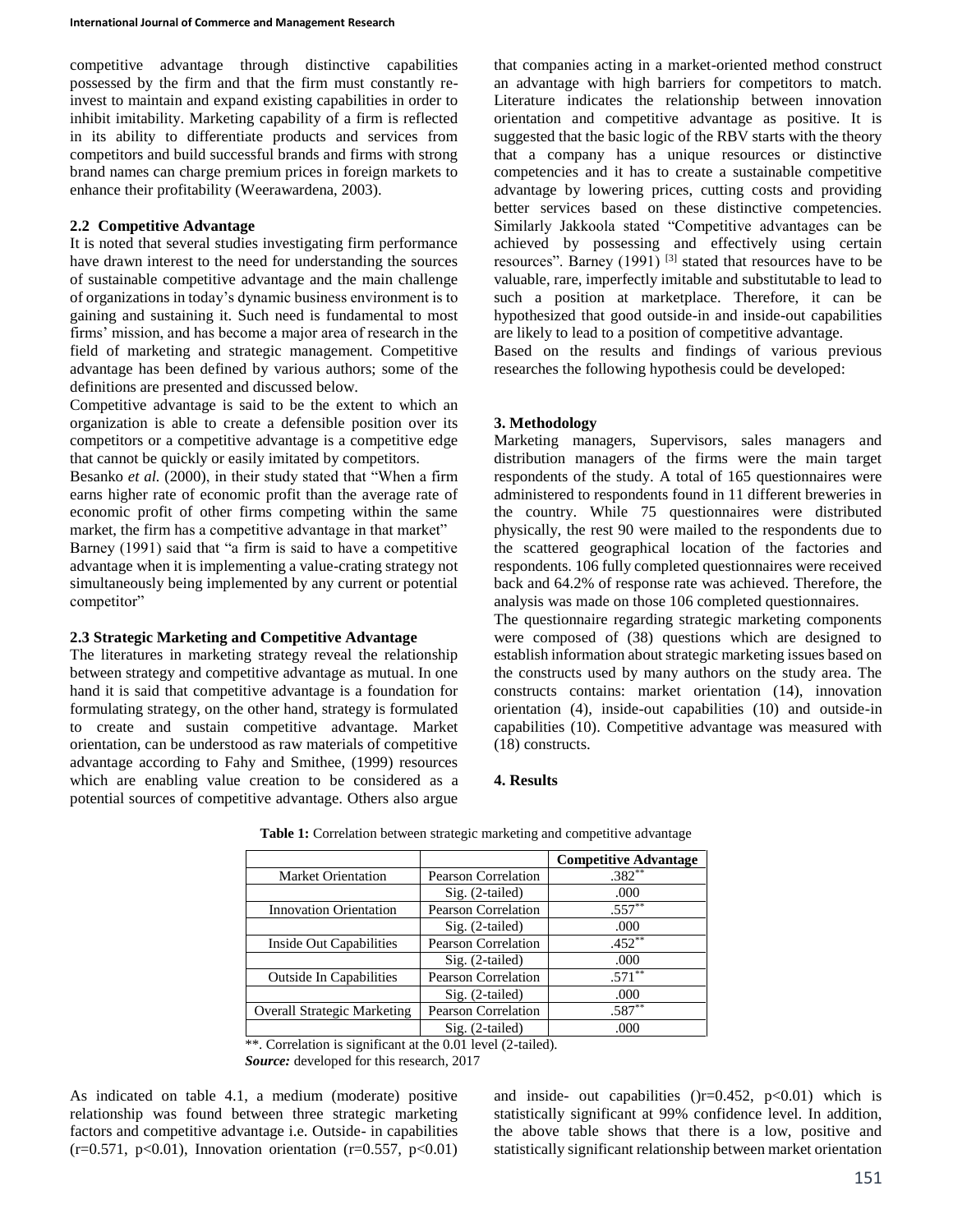competitive advantage through distinctive capabilities possessed by the firm and that the firm must constantly re-invest to maintain and expand existing capabilities in order to inhibit imitability. Marketing capability of a firm is reflected in its ability to differentiate products and services from competitors and build successful brands and firms with strong brand names can charge premium prices in foreign markets to enhance their profitability (Weerawardena, 2003).

### 2.2 Competitive Advantage

It is noted that several studies investigating firm performance have drawn interest to the need for understanding the sources of sustainable competitive advantage and the main challenge of organizations in today's dynamic business environment is to gaining and sustaining it. Such need is fundamental to most firms' mission, and has become a major area of research in the field of marketing and strategic management. Competitive advantage has been defined by various authors; some of the definitions are presented and discussed below.

Competitive advantage is said to be the extent to which an organization is able to create a defensible position over its competitors or a competitive advantage is a competitive edge that cannot be quickly or easily imitated by competitors.

Besanko *et al.* (2000), in their study stated that "When a firm earns higher rate of economic profit than the average rate of economic profit of other firms competing within the same market, the firm has a competitive advantage in that market"

Barney (1991) said that "a firm is said to have a competitive advantage when it is implementing a value-crating strategy not simultaneously being implemented by any current or potential competitor"

### 2.3 Strategic Marketing and Competitive Advantage

The literatures in marketing strategy reveal the relationship between strategy and competitive advantage as mutual. In one hand it is said that competitive advantage is a foundation for formulating strategy, on the other hand, strategy is formulated to create and sustain competitive advantage. Market orientation, can be understood as raw materials of competitive advantage according to Fahy and Smithee, (1999) resources which are enabling value creation to be considered as a potential sources of competitive advantage. Others also argue that companies acting in a market-oriented method construct an advantage with high barriers for competitors to match. Literature indicates the relationship between innovation orientation and competitive advantage as positive. It is suggested that the basic logic of the RBV starts with the theory that a company has a unique resources or distinctive competencies and it has to create a sustainable competitive advantage by lowering prices, cutting costs and providing better services based on these distinctive competencies. Similarly Jakkoola stated "Competitive advantages can be achieved by possessing and effectively using certain resources". Barney (1991) [3] stated that resources have to be valuable, rare, imperfectly imitable and substitutable to lead to such a position at marketplace. Therefore, it can be hypothesized that good outside-in and inside-out capabilities are likely to lead to a position of competitive advantage.

Based on the results and findings of various previous researches the following hypothesis could be developed:

## 3. Methodology

Marketing managers, Supervisors, sales managers and distribution managers of the firms were the main target respondents of the study. A total of 165 questionnaires were administered to respondents found in 11 different breweries in the country. While 75 questionnaires were distributed physically, the rest 90 were mailed to the respondents due to the scattered geographical location of the factories and respondents. 106 fully completed questionnaires were received back and 64.2% of response rate was achieved. Therefore, the analysis was made on those 106 completed questionnaires.

The questionnaire regarding strategic marketing components were composed of (38) questions which are designed to establish information about strategic marketing issues based on the constructs used by many authors on the study area. The constructs contains: market orientation (14), innovation orientation (4), inside-out capabilities (10) and outside-in capabilities (10). Competitive advantage was measured with (18) constructs.

## 4. Results

**Table 1:** Correlation between strategic marketing and competitive advantage

| | | Competitive Advantage |
|---|---|---|
| Market Orientation | Pearson Correlation | .382** |
| | Sig. (2-tailed) | .000 |
| Innovation Orientation | Pearson Correlation | .557** |
| | Sig. (2-tailed) | .000 |
| Inside Out Capabilities | Pearson Correlation | .452** |
| | Sig. (2-tailed) | .000 |
| Outside In Capabilities | Pearson Correlation | .571** |
| | Sig. (2-tailed) | .000 |
| Overall Strategic Marketing | Pearson Correlation | .587** |
| | Sig. (2-tailed) | .000 |

**. Correlation is significant at the 0.01 level (2-tailed).

***Source:*** developed for this research, 2017

As indicated on table 4.1, a medium (moderate) positive relationship was found between three strategic marketing factors and competitive advantage i.e. Outside- in capabilities ($r=0.571$, $p<0.01$), Innovation orientation ($r=0.557$, $p<0.01$) and inside- out capabilities ()$r=0.452$, $p<0.01$) which is statistically significant at 99% confidence level. In addition, the above table shows that there is a low, positive and statistically significant relationship between market orientation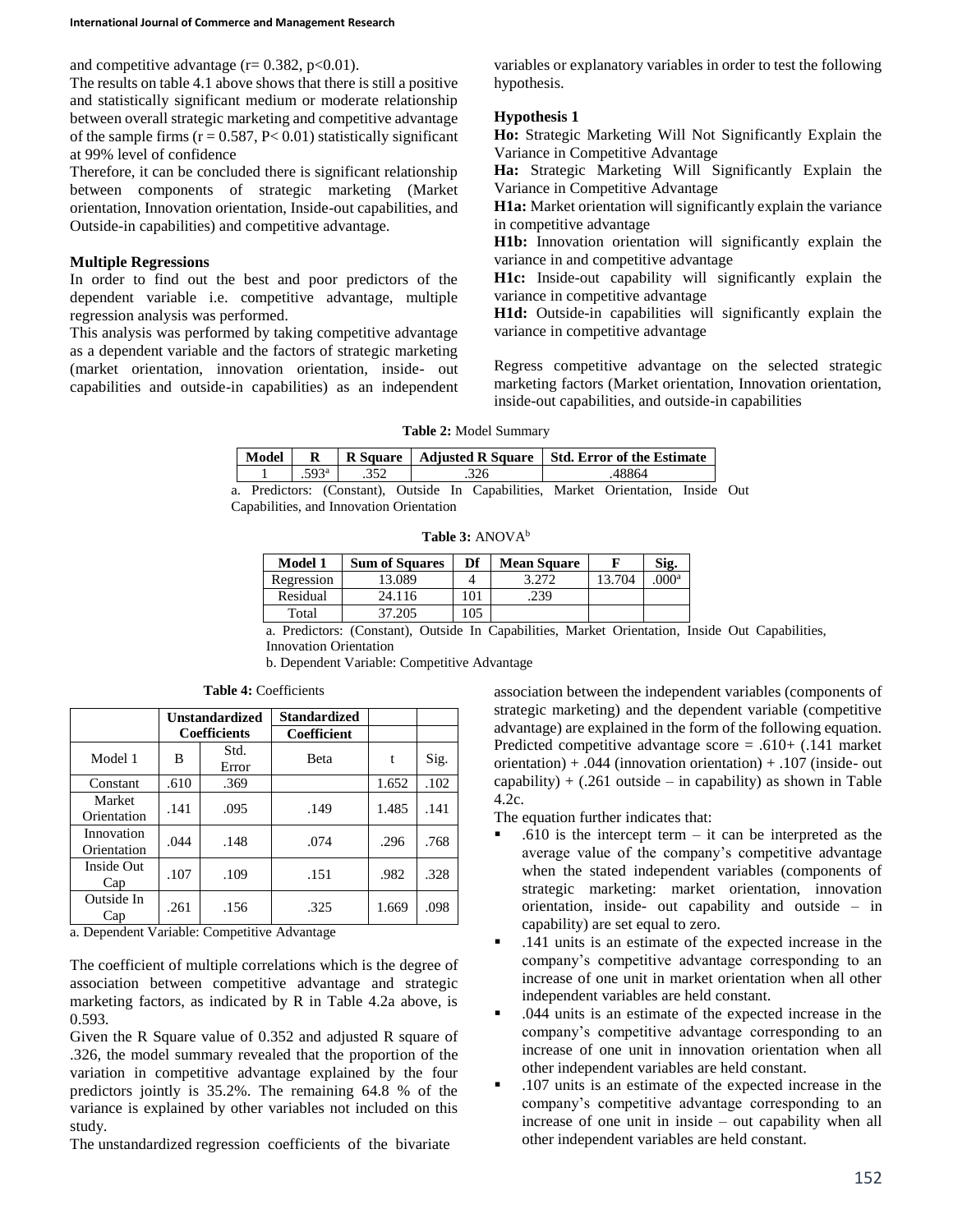and competitive advantage ($r= 0.382$, $p<0.01$).

The results on table 4.1 above shows that there is still a positive and statistically significant medium or moderate relationship between overall strategic marketing and competitive advantage of the sample firms ($r = 0.587$, $P< 0.01$) statistically significant at 99% level of confidence

Therefore, it can be concluded there is significant relationship between components of strategic marketing (Market orientation, Innovation orientation, Inside-out capabilities, and Outside-in capabilities) and competitive advantage.

### Multiple Regressions

In order to find out the best and poor predictors of the dependent variable i.e. competitive advantage, multiple regression analysis was performed.

This analysis was performed by taking competitive advantage as a dependent variable and the factors of strategic marketing (market orientation, innovation orientation, inside- out capabilities and outside-in capabilities) as an independent variables or explanatory variables in order to test the following hypothesis.

### Hypothesis 1

**Ho:** Strategic Marketing Will Not Significantly Explain the Variance in Competitive Advantage

**Ha:** Strategic Marketing Will Significantly Explain the Variance in Competitive Advantage

**H1a:** Market orientation will significantly explain the variance in competitive advantage

**H1b:** Innovation orientation will significantly explain the variance in and competitive advantage

**H1c:** Inside-out capability will significantly explain the variance in competitive advantage

**H1d:** Outside-in capabilities will significantly explain the variance in competitive advantage

Regress competitive advantage on the selected strategic marketing factors (Market orientation, Innovation orientation, inside-out capabilities, and outside-in capabilities

**Table 2:** Model Summary

| Model | R | R Square | Adjusted R Square | Std. Error of the Estimate |
|---|---|---|---|---|
| 1 | .593[a] | .352 | .326 | .48864 |

a. Predictors: (Constant), Outside In Capabilities, Market Orientation, Inside Out Capabilities, and Innovation Orientation

**Table 3:** ANOVA[b]

| Model 1 | Sum of Squares | Df | Mean Square | F | Sig. |
|---|---|---|---|---|---|
| Regression | 13.089 | 4 | 3.272 | 13.704 | .000[a] |
| Residual | 24.116 | 101 | .239 | | |
| Total | 37.205 | 105 | | | |

a. Predictors: (Constant), Outside In Capabilities, Market Orientation, Inside Out Capabilities, Innovation Orientation

b. Dependent Variable: Competitive Advantage

**Table 4:** Coefficients

| | Unstandardized Coefficients | | Standardized Coefficient | | |
|---|---|---|---|---|---|
| Model 1 | B | Std. Error | Beta | t | Sig. |
| Constant | .610 | .369 | | 1.652 | .102 |
| Market Orientation | .141 | .095 | .149 | 1.485 | .141 |
| Innovation Orientation | .044 | .148 | .074 | .296 | .768 |
| Inside Out Cap | .107 | .109 | .151 | .982 | .328 |
| Outside In Cap | .261 | .156 | .325 | 1.669 | .098 |

a. Dependent Variable: Competitive Advantage

The coefficient of multiple correlations which is the degree of association between competitive advantage and strategic marketing factors, as indicated by R in Table 4.2a above, is 0.593.

Given the R Square value of 0.352 and adjusted R square of .326, the model summary revealed that the proportion of the variation in competitive advantage explained by the four predictors jointly is 35.2%. The remaining 64.8 % of the variance is explained by other variables not included on this study.

The unstandardized regression coefficients of the bivariate association between the independent variables (components of strategic marketing) and the dependent variable (competitive advantage) are explained in the form of the following equation. Predicted competitive advantage score = .610+ (.141 market orientation) + .044 (innovation orientation) + .107 (inside- out capability) + (.261 outside – in capability) as shown in Table 4.2c.

The equation further indicates that:

- .610 is the intercept term – it can be interpreted as the average value of the company's competitive advantage when the stated independent variables (components of strategic marketing: market orientation, innovation orientation, inside- out capability and outside – in capability) are set equal to zero.
- .141 units is an estimate of the expected increase in the company's competitive advantage corresponding to an increase of one unit in market orientation when all other independent variables are held constant.
- .044 units is an estimate of the expected increase in the company's competitive advantage corresponding to an increase of one unit in innovation orientation when all other independent variables are held constant.
- .107 units is an estimate of the expected increase in the company's competitive advantage corresponding to an increase of one unit in inside – out capability when all other independent variables are held constant.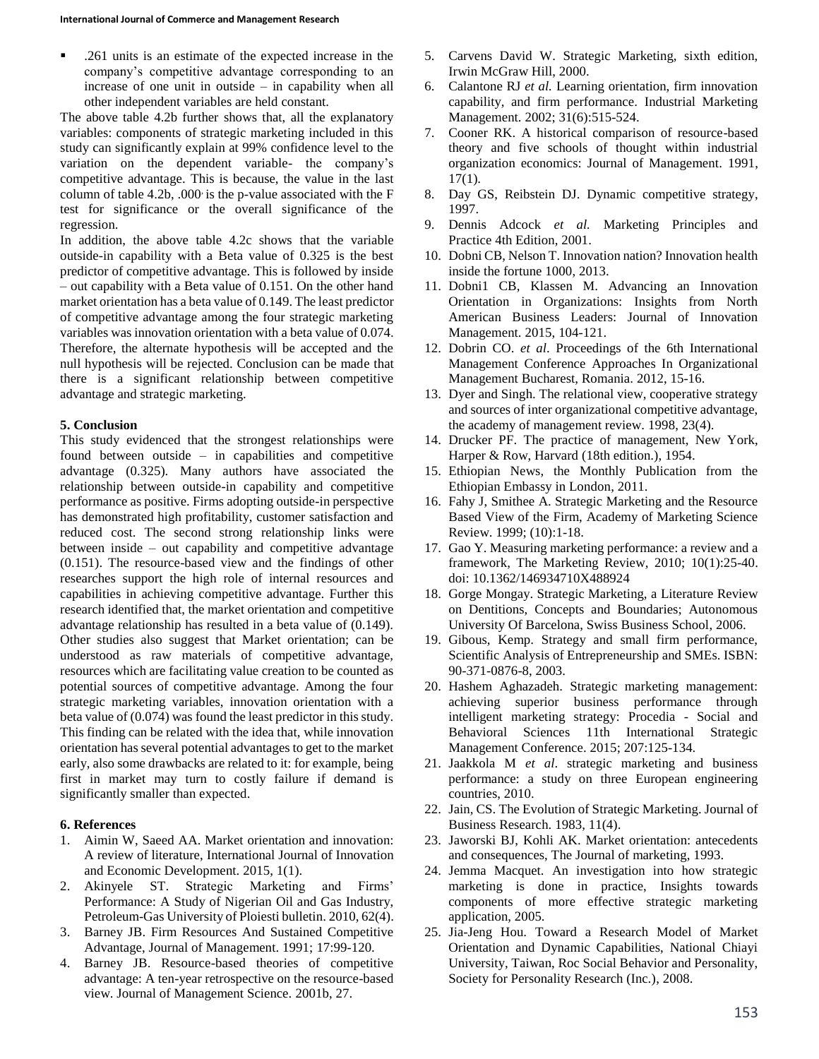- .261 units is an estimate of the expected increase in the company's competitive advantage corresponding to an increase of one unit in outside – in capability when all other independent variables are held constant.

The above table 4.2b further shows that, all the explanatory variables: components of strategic marketing included in this study can significantly explain at 99% confidence level to the variation on the dependent variable- the company's competitive advantage. This is because, the value in the last column of table 4.2b, .000, is the p-value associated with the F test for significance or the overall significance of the regression.

In addition, the above table 4.2c shows that the variable outside-in capability with a Beta value of 0.325 is the best predictor of competitive advantage. This is followed by inside – out capability with a Beta value of 0.151. On the other hand market orientation has a beta value of 0.149. The least predictor of competitive advantage among the four strategic marketing variables was innovation orientation with a beta value of 0.074. Therefore, the alternate hypothesis will be accepted and the null hypothesis will be rejected. Conclusion can be made that there is a significant relationship between competitive advantage and strategic marketing.

## 5. Conclusion

This study evidenced that the strongest relationships were found between outside – in capabilities and competitive advantage (0.325). Many authors have associated the relationship between outside-in capability and competitive performance as positive. Firms adopting outside-in perspective has demonstrated high profitability, customer satisfaction and reduced cost. The second strong relationship links were between inside – out capability and competitive advantage (0.151). The resource-based view and the findings of other researches support the high role of internal resources and capabilities in achieving competitive advantage. Further this research identified that, the market orientation and competitive advantage relationship has resulted in a beta value of (0.149). Other studies also suggest that Market orientation; can be understood as raw materials of competitive advantage, resources which are facilitating value creation to be counted as potential sources of competitive advantage. Among the four strategic marketing variables, innovation orientation with a beta value of (0.074) was found the least predictor in this study. This finding can be related with the idea that, while innovation orientation has several potential advantages to get to the market early, also some drawbacks are related to it: for example, being first in market may turn to costly failure if demand is significantly smaller than expected.

## 6. References

1. Aimin W, Saeed AA. Market orientation and innovation: A review of literature, International Journal of Innovation and Economic Development. 2015, 1(1).
2. Akinyele ST. Strategic Marketing and Firms' Performance: A Study of Nigerian Oil and Gas Industry, Petroleum-Gas University of Ploiesti bulletin. 2010, 62(4).
3. Barney JB. Firm Resources And Sustained Competitive Advantage, Journal of Management. 1991; 17:99-120.
4. Barney JB. Resource-based theories of competitive advantage: A ten-year retrospective on the resource-based view. Journal of Management Science. 2001b, 27.
5. Carvens David W. Strategic Marketing, sixth edition, Irwin McGraw Hill, 2000.
6. Calantone RJ *et al.* Learning orientation, firm innovation capability, and firm performance. Industrial Marketing Management. 2002; 31(6):515-524.
7. Cooner RK. A historical comparison of resource-based theory and five schools of thought within industrial organization economics: Journal of Management. 1991, 17(1).
8. Day GS, Reibstein DJ. Dynamic competitive strategy, 1997.
9. Dennis Adcock *et al.* Marketing Principles and Practice 4th Edition, 2001.
10. Dobni CB, Nelson T. Innovation nation? Innovation health inside the fortune 1000, 2013.
11. Dobni1 CB, Klassen M. Advancing an Innovation Orientation in Organizations: Insights from North American Business Leaders: Journal of Innovation Management. 2015, 104-121.
12. Dobrin CO. *et al.* Proceedings of the 6th International Management Conference Approaches In Organizational Management Bucharest, Romania. 2012, 15-16.
13. Dyer and Singh. The relational view, cooperative strategy and sources of inter organizational competitive advantage, the academy of management review. 1998, 23(4).
14. Drucker PF. The practice of management, New York, Harper & Row, Harvard (18th edition.), 1954.
15. Ethiopian News, the Monthly Publication from the Ethiopian Embassy in London, 2011.
16. Fahy J, Smithee A. Strategic Marketing and the Resource Based View of the Firm, Academy of Marketing Science Review. 1999; (10):1-18.
17. Gao Y. Measuring marketing performance: a review and a framework, The Marketing Review, 2010; 10(1):25-40. doi: 10.1362/146934710X488924
18. Gorge Mongay. Strategic Marketing, a Literature Review on Dentitions, Concepts and Boundaries; Autonomous University Of Barcelona, Swiss Business School, 2006.
19. Gibous, Kemp. Strategy and small firm performance, Scientific Analysis of Entrepreneurship and SMEs. ISBN: 90-371-0876-8, 2003.
20. Hashem Aghazadeh. Strategic marketing management: achieving superior business performance through intelligent marketing strategy: Procedia - Social and Behavioral Sciences 11th International Strategic Management Conference. 2015; 207:125-134.
21. Jaakkola M *et al.* strategic marketing and business performance: a study on three European engineering countries, 2010.
22. Jain, CS. The Evolution of Strategic Marketing. Journal of Business Research. 1983, 11(4).
23. Jaworski BJ, Kohli AK. Market orientation: antecedents and consequences, The Journal of marketing, 1993.
24. Jemma Macquet. An investigation into how strategic marketing is done in practice, Insights towards components of more effective strategic marketing application, 2005.
25. Jia-Jeng Hou. Toward a Research Model of Market Orientation and Dynamic Capabilities, National Chiayi University, Taiwan, Roc Social Behavior and Personality, Society for Personality Research (Inc.), 2008.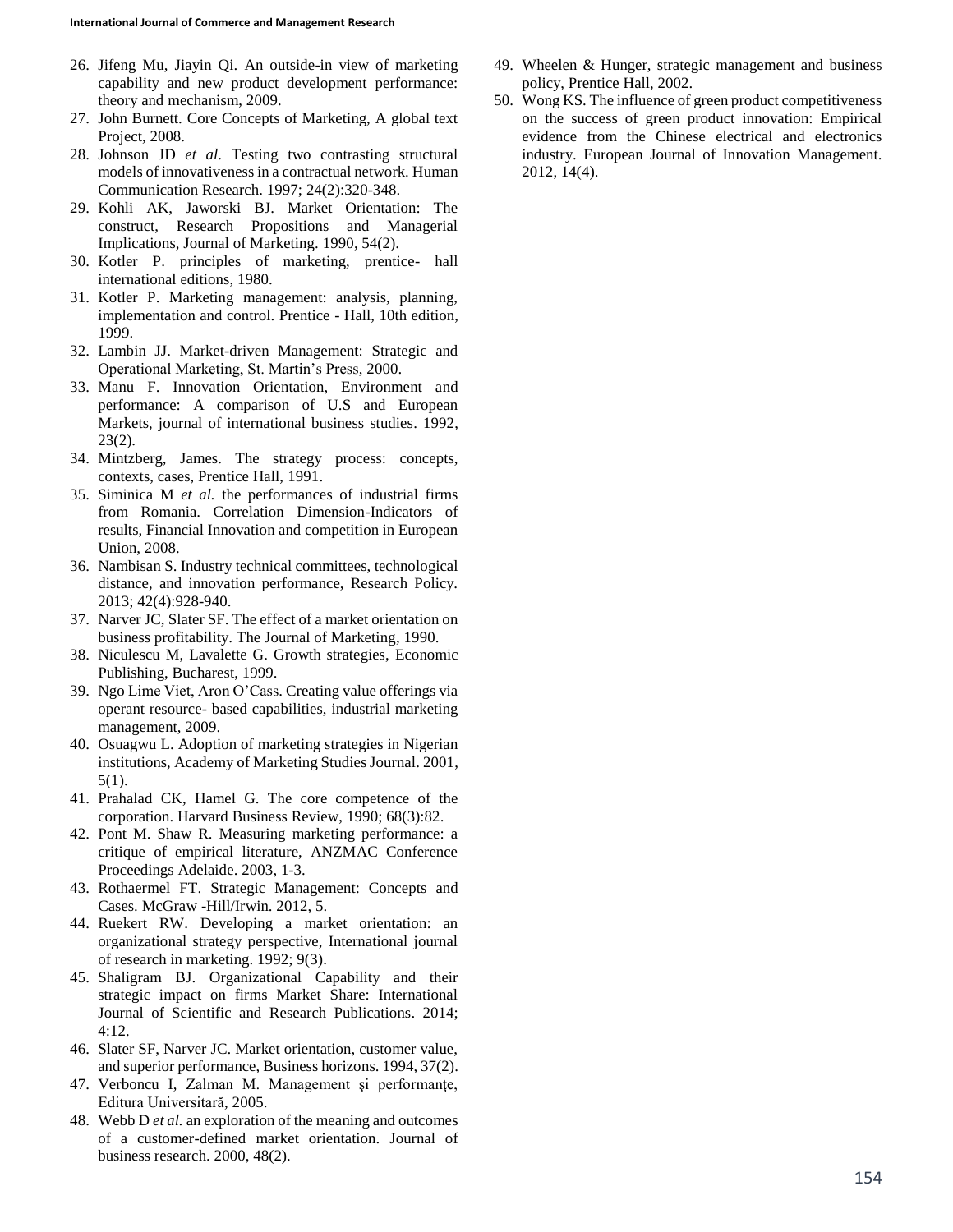26. Jifeng Mu, Jiayin Qi. An outside-in view of marketing capability and new product development performance: theory and mechanism, 2009.
27. John Burnett. Core Concepts of Marketing, A global text Project, 2008.
28. Johnson JD *et al*. Testing two contrasting structural models of innovativeness in a contractual network. Human Communication Research. 1997; 24(2):320-348.
29. Kohli AK, Jaworski BJ. Market Orientation: The construct, Research Propositions and Managerial Implications, Journal of Marketing. 1990, 54(2).
30. Kotler P. principles of marketing, prentice- hall international editions, 1980.
31. Kotler P. Marketing management: analysis, planning, implementation and control. Prentice - Hall, 10th edition, 1999.
32. Lambin JJ. Market-driven Management: Strategic and Operational Marketing, St. Martin's Press, 2000.
33. Manu F. Innovation Orientation, Environment and performance: A comparison of U.S and European Markets, journal of international business studies. 1992, 23(2).
34. Mintzberg, James. The strategy process: concepts, contexts, cases, Prentice Hall, 1991.
35. Siminica M *et al.* the performances of industrial firms from Romania. Correlation Dimension-Indicators of results, Financial Innovation and competition in European Union, 2008.
36. Nambisan S. Industry technical committees, technological distance, and innovation performance, Research Policy. 2013; 42(4):928-940.
37. Narver JC, Slater SF. The effect of a market orientation on business profitability. The Journal of Marketing, 1990.
38. Niculescu M, Lavalette G. Growth strategies, Economic Publishing, Bucharest, 1999.
39. Ngo Lime Viet, Aron O'Cass. Creating value offerings via operant resource- based capabilities, industrial marketing management, 2009.
40. Osuagwu L. Adoption of marketing strategies in Nigerian institutions, Academy of Marketing Studies Journal. 2001, 5(1).
41. Prahalad CK, Hamel G. The core competence of the corporation. Harvard Business Review, 1990; 68(3):82.
42. Pont M. Shaw R. Measuring marketing performance: a critique of empirical literature, ANZMAC Conference Proceedings Adelaide. 2003, 1-3.
43. Rothaermel FT. Strategic Management: Concepts and Cases. McGraw -Hill/Irwin. 2012, 5.
44. Ruekert RW. Developing a market orientation: an organizational strategy perspective, International journal of research in marketing. 1992; 9(3).
45. Shaligram BJ. Organizational Capability and their strategic impact on firms Market Share: International Journal of Scientific and Research Publications. 2014; 4:12.
46. Slater SF, Narver JC. Market orientation, customer value, and superior performance, Business horizons. 1994, 37(2).
47. Verboncu I, Zalman M. Management şi performanţe, Editura Universitară, 2005.
48. Webb D *et al.* an exploration of the meaning and outcomes of a customer-defined market orientation. Journal of business research. 2000, 48(2).
49. Wheelen & Hunger, strategic management and business policy, Prentice Hall, 2002.
50. Wong KS. The influence of green product competitiveness on the success of green product innovation: Empirical evidence from the Chinese electrical and electronics industry. European Journal of Innovation Management. 2012, 14(4).